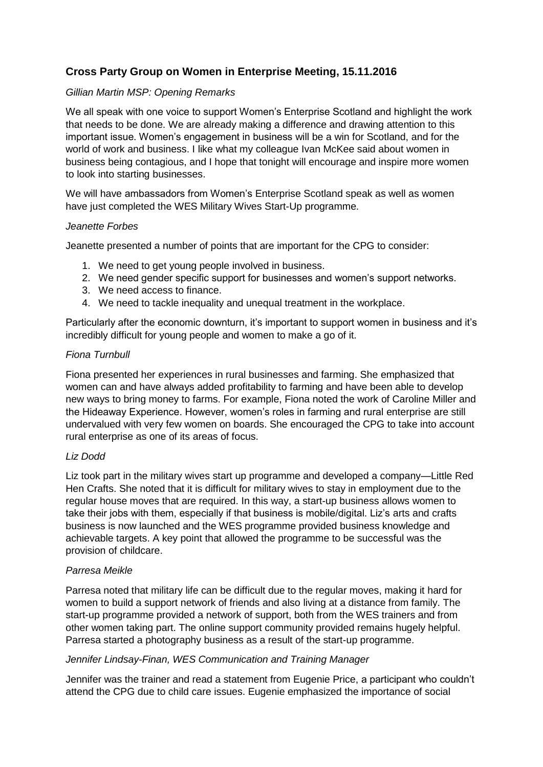## Cross Party Group on Women in Enterprise Meeting, 15.11.2016

*Gillian Martin MSP: Opening Remarks*

We all speak with one voice to support Women's Enterprise Scotland and highlight the work that needs to be done. We are already making a difference and drawing attention to this important issue. Women's engagement in business will be a win for Scotland, and for the world of work and business. I like what my colleague Ivan McKee said about women in business being contagious, and I hope that tonight will encourage and inspire more women to look into starting businesses.

We will have ambassadors from Women's Enterprise Scotland speak as well as women have just completed the WES Military Wives Start-Up programme.

*Jeanette Forbes*

Jeanette presented a number of points that are important for the CPG to consider:

1. We need to get young people involved in business.
2. We need gender specific support for businesses and women's support networks.
3. We need access to finance.
4. We need to tackle inequality and unequal treatment in the workplace.

Particularly after the economic downturn, it's important to support women in business and it's incredibly difficult for young people and women to make a go of it.

*Fiona Turnbull*

Fiona presented her experiences in rural businesses and farming. She emphasized that women can and have always added profitability to farming and have been able to develop new ways to bring money to farms. For example, Fiona noted the work of Caroline Miller and the Hideaway Experience. However, women's roles in farming and rural enterprise are still undervalued with very few women on boards. She encouraged the CPG to take into account rural enterprise as one of its areas of focus.

*Liz Dodd*

Liz took part in the military wives start up programme and developed a company—Little Red Hen Crafts. She noted that it is difficult for military wives to stay in employment due to the regular house moves that are required. In this way, a start-up business allows women to take their jobs with them, especially if that business is mobile/digital. Liz's arts and crafts business is now launched and the WES programme provided business knowledge and achievable targets. A key point that allowed the programme to be successful was the provision of childcare.

*Parresa Meikle*

Parresa noted that military life can be difficult due to the regular moves, making it hard for women to build a support network of friends and also living at a distance from family. The start-up programme provided a network of support, both from the WES trainers and from other women taking part. The online support community provided remains hugely helpful. Parresa started a photography business as a result of the start-up programme.

*Jennifer Lindsay-Finan, WES Communication and Training Manager*

Jennifer was the trainer and read a statement from Eugenie Price, a participant who couldn't attend the CPG due to child care issues. Eugenie emphasized the importance of social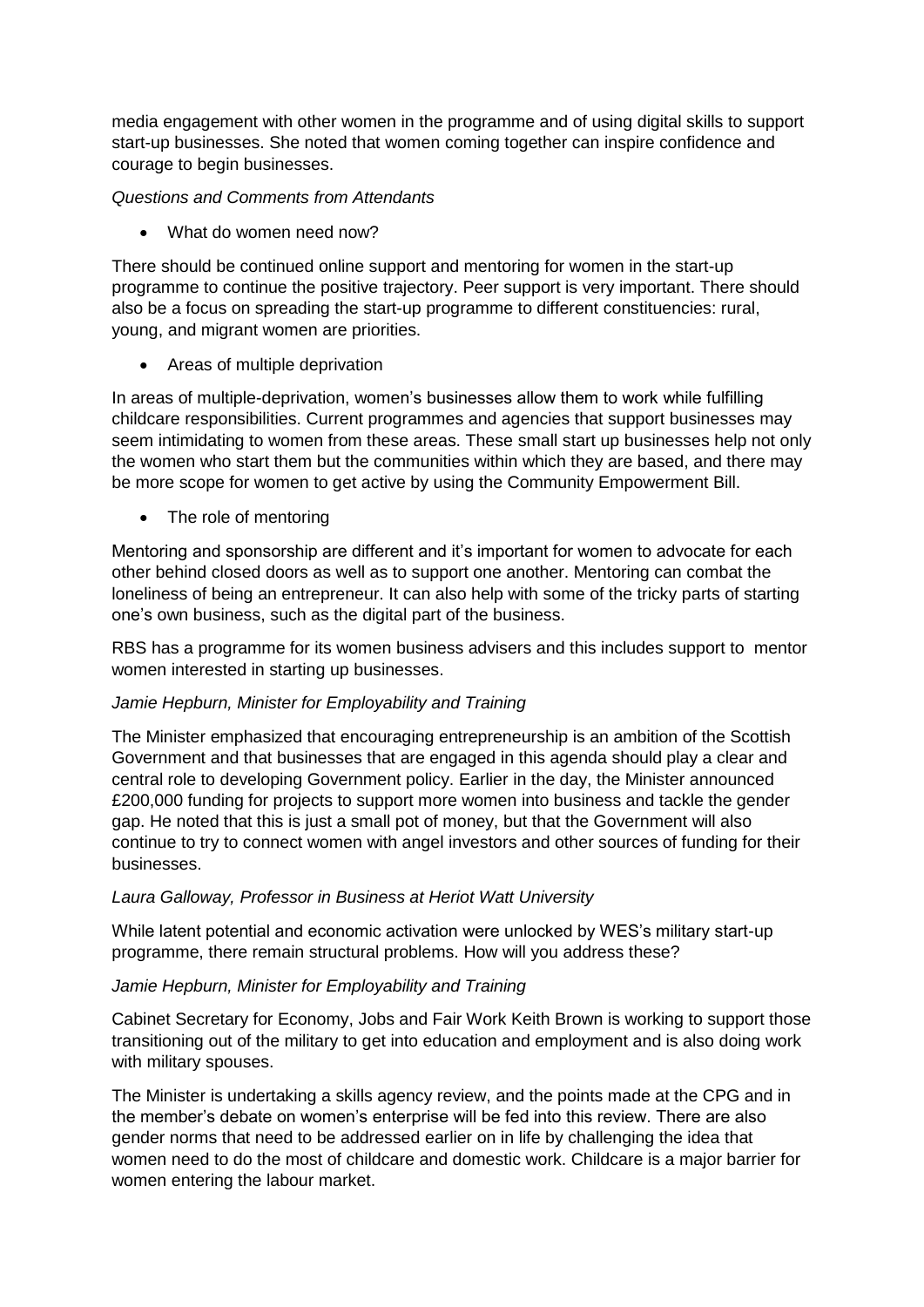media engagement with other women in the programme and of using digital skills to support start-up businesses. She noted that women coming together can inspire confidence and courage to begin businesses.

*Questions and Comments from Attendants*

- What do women need now?

There should be continued online support and mentoring for women in the start-up programme to continue the positive trajectory. Peer support is very important. There should also be a focus on spreading the start-up programme to different constituencies: rural, young, and migrant women are priorities.

- Areas of multiple deprivation

In areas of multiple-deprivation, women's businesses allow them to work while fulfilling childcare responsibilities. Current programmes and agencies that support businesses may seem intimidating to women from these areas. These small start up businesses help not only the women who start them but the communities within which they are based, and there may be more scope for women to get active by using the Community Empowerment Bill.

- The role of mentoring

Mentoring and sponsorship are different and it's important for women to advocate for each other behind closed doors as well as to support one another. Mentoring can combat the loneliness of being an entrepreneur. It can also help with some of the tricky parts of starting one's own business, such as the digital part of the business.

RBS has a programme for its women business advisers and this includes support to mentor women interested in starting up businesses.

*Jamie Hepburn, Minister for Employability and Training*

The Minister emphasized that encouraging entrepreneurship is an ambition of the Scottish Government and that businesses that are engaged in this agenda should play a clear and central role to developing Government policy. Earlier in the day, the Minister announced £200,000 funding for projects to support more women into business and tackle the gender gap. He noted that this is just a small pot of money, but that the Government will also continue to try to connect women with angel investors and other sources of funding for their businesses.

*Laura Galloway, Professor in Business at Heriot Watt University*

While latent potential and economic activation were unlocked by WES's military start-up programme, there remain structural problems. How will you address these?

*Jamie Hepburn, Minister for Employability and Training*

Cabinet Secretary for Economy, Jobs and Fair Work Keith Brown is working to support those transitioning out of the military to get into education and employment and is also doing work with military spouses.

The Minister is undertaking a skills agency review, and the points made at the CPG and in the member's debate on women's enterprise will be fed into this review. There are also gender norms that need to be addressed earlier on in life by challenging the idea that women need to do the most of childcare and domestic work. Childcare is a major barrier for women entering the labour market.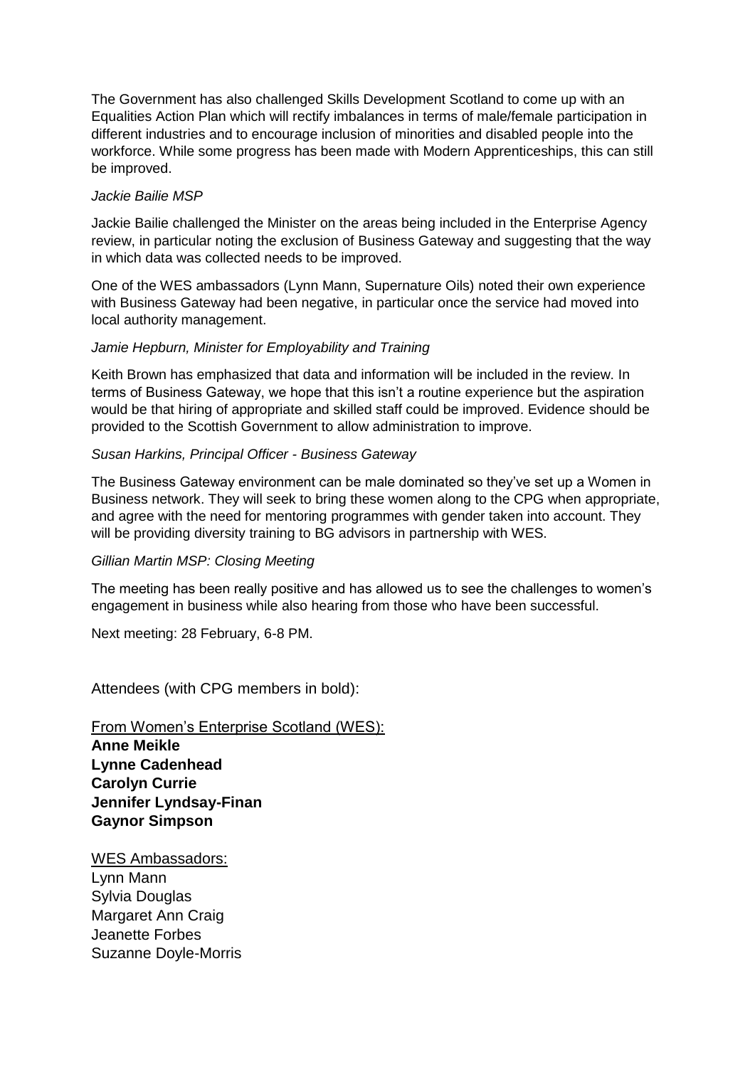The Government has also challenged Skills Development Scotland to come up with an Equalities Action Plan which will rectify imbalances in terms of male/female participation in different industries and to encourage inclusion of minorities and disabled people into the workforce. While some progress has been made with Modern Apprenticeships, this can still be improved.

*Jackie Bailie MSP*

Jackie Bailie challenged the Minister on the areas being included in the Enterprise Agency review, in particular noting the exclusion of Business Gateway and suggesting that the way in which data was collected needs to be improved.

One of the WES ambassadors (Lynn Mann, Supernature Oils) noted their own experience with Business Gateway had been negative, in particular once the service had moved into local authority management.

*Jamie Hepburn, Minister for Employability and Training*

Keith Brown has emphasized that data and information will be included in the review. In terms of Business Gateway, we hope that this isn't a routine experience but the aspiration would be that hiring of appropriate and skilled staff could be improved. Evidence should be provided to the Scottish Government to allow administration to improve.

*Susan Harkins, Principal Officer - Business Gateway*

The Business Gateway environment can be male dominated so they've set up a Women in Business network. They will seek to bring these women along to the CPG when appropriate, and agree with the need for mentoring programmes with gender taken into account. They will be providing diversity training to BG advisors in partnership with WES.

*Gillian Martin MSP: Closing Meeting*

The meeting has been really positive and has allowed us to see the challenges to women's engagement in business while also hearing from those who have been successful.

Next meeting: 28 February, 6-8 PM.

Attendees (with CPG members in bold):

<u>From Women's Enterprise Scotland (WES):</u>

**Anne Meikle**
**Lynne Cadenhead**
**Carolyn Currie**
**Jennifer Lyndsay-Finan**
**Gaynor Simpson**

<u>WES Ambassadors:</u>

Lynn Mann
Sylvia Douglas
Margaret Ann Craig
Jeanette Forbes
Suzanne Doyle-Morris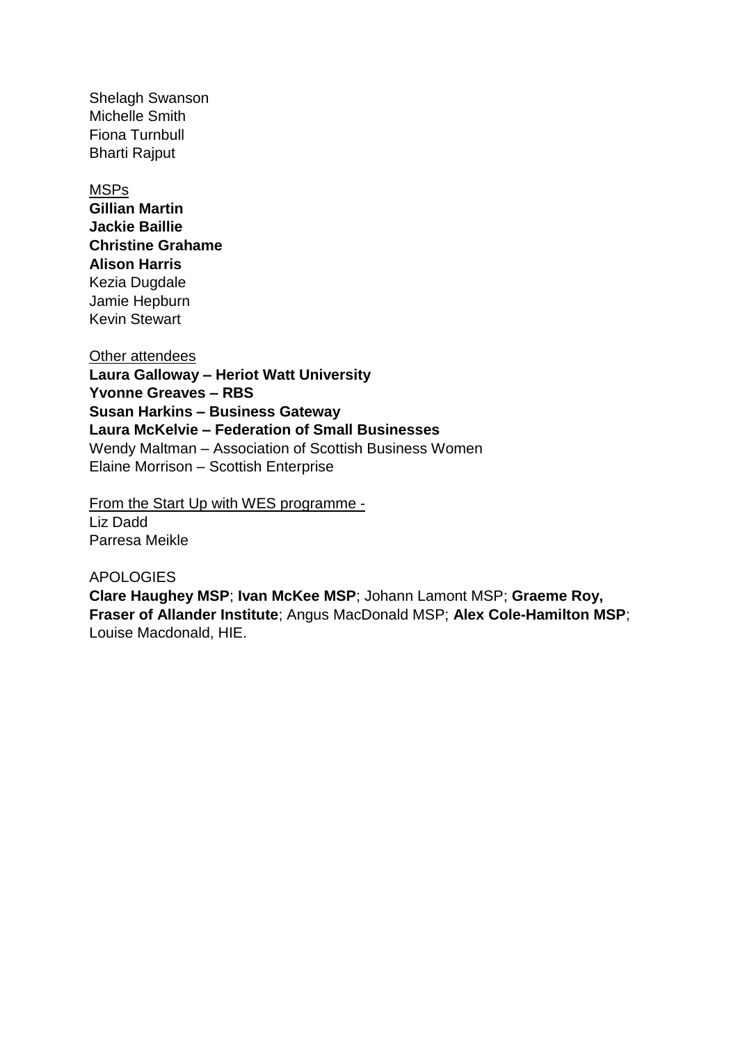Shelagh Swanson
Michelle Smith
Fiona Turnbull
Bharti Rajput

<u>MSPs</u>
**Gillian Martin**
**Jackie Baillie**
**Christine Grahame**
**Alison Harris**
Kezia Dugdale
Jamie Hepburn
Kevin Stewart

<u>Other attendees</u>
**Laura Galloway – Heriot Watt University**
**Yvonne Greaves – RBS**
**Susan Harkins – Business Gateway**
**Laura McKelvie – Federation of Small Businesses**
Wendy Maltman – Association of Scottish Business Women
Elaine Morrison – Scottish Enterprise

<u>From the Start Up with WES programme -</u>
Liz Dadd
Parresa Meikle

APOLOGIES
**Clare Haughey MSP**; **Ivan McKee MSP**; Johann Lamont MSP; **Graeme Roy, Fraser of Allander Institute**; Angus MacDonald MSP; **Alex Cole-Hamilton MSP**; Louise Macdonald, HIE.